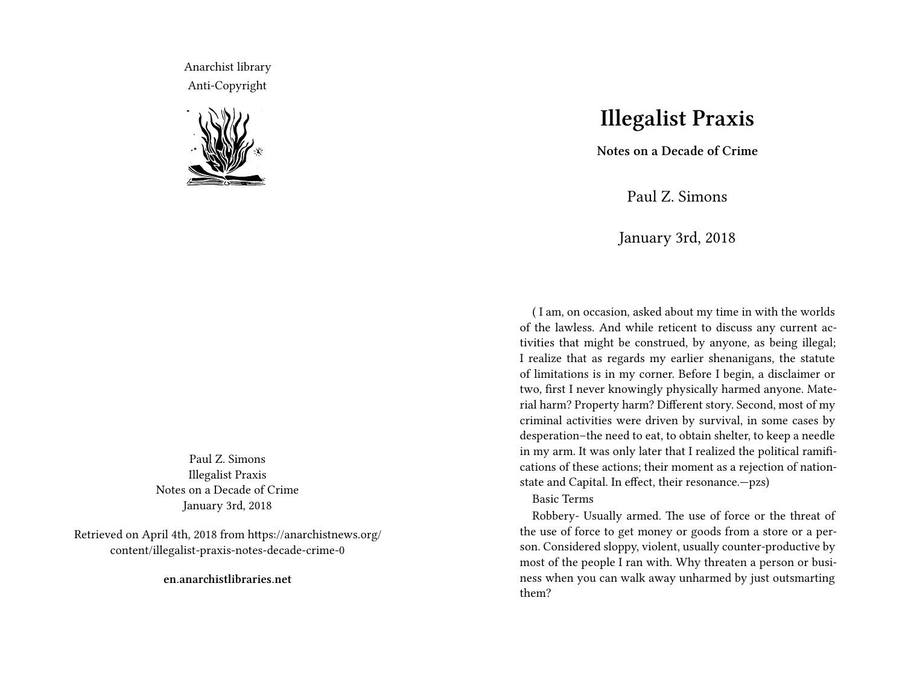Anarchist library
Anti-Copyright

Paul Z. Simons
Illegalist Praxis
Notes on a Decade of Crime
January 3rd, 2018

Retrieved on April 4th, 2018 from https://anarchistnews.org/content/illegalist-praxis-notes-decade-crime-0

**en.anarchistlibraries.net**

# Illegalist Praxis

**Notes on a Decade of Crime**

Paul Z. Simons

January 3rd, 2018

( I am, on occasion, asked about my time in with the worlds of the lawless. And while reticent to discuss any current activities that might be construed, by anyone, as being illegal; I realize that as regards my earlier shenanigans, the statute of limitations is in my corner. Before I begin, a disclaimer or two, first I never knowingly physically harmed anyone. Material harm? Property harm? Different story. Second, most of my criminal activities were driven by survival, in some cases by desperation–the need to eat, to obtain shelter, to keep a needle in my arm. It was only later that I realized the political ramifications of these actions; their moment as a rejection of nation-state and Capital. In effect, their resonance.—pzs)

Basic Terms

Robbery- Usually armed. The use of force or the threat of the use of force to get money or goods from a store or a person. Considered sloppy, violent, usually counter-productive by most of the people I ran with. Why threaten a person or business when you can walk away unharmed by just outsmarting them?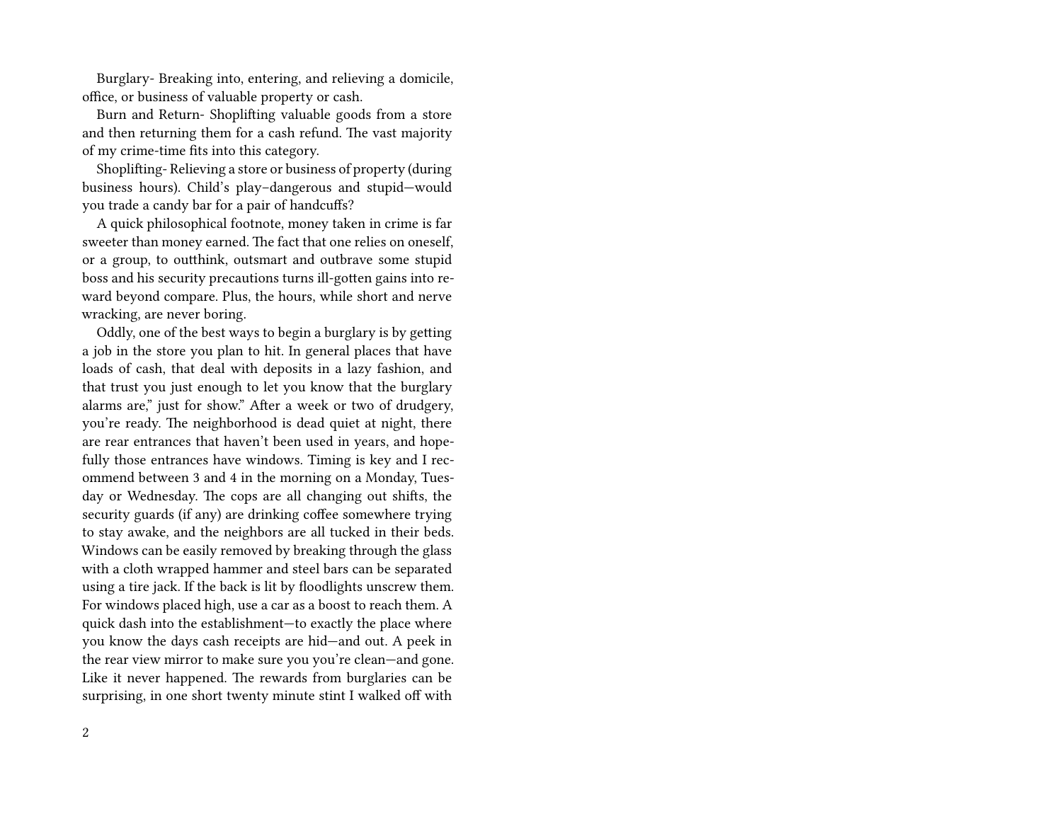Burglary- Breaking into, entering, and relieving a domicile, office, or business of valuable property or cash.

Burn and Return- Shoplifting valuable goods from a store and then returning them for a cash refund. The vast majority of my crime-time fits into this category.

Shoplifting- Relieving a store or business of property (during business hours). Child’s play–dangerous and stupid—would you trade a candy bar for a pair of handcuffs?

A quick philosophical footnote, money taken in crime is far sweeter than money earned. The fact that one relies on oneself, or a group, to outthink, outsmart and outbrave some stupid boss and his security precautions turns ill-gotten gains into reward beyond compare. Plus, the hours, while short and nerve wracking, are never boring.

Oddly, one of the best ways to begin a burglary is by getting a job in the store you plan to hit. In general places that have loads of cash, that deal with deposits in a lazy fashion, and that trust you just enough to let you know that the burglary alarms are,” just for show.” After a week or two of drudgery, you’re ready. The neighborhood is dead quiet at night, there are rear entrances that haven’t been used in years, and hopefully those entrances have windows. Timing is key and I recommend between 3 and 4 in the morning on a Monday, Tuesday or Wednesday. The cops are all changing out shifts, the security guards (if any) are drinking coffee somewhere trying to stay awake, and the neighbors are all tucked in their beds. Windows can be easily removed by breaking through the glass with a cloth wrapped hammer and steel bars can be separated using a tire jack. If the back is lit by floodlights unscrew them. For windows placed high, use a car as a boost to reach them. A quick dash into the establishment—to exactly the place where you know the days cash receipts are hid—and out. A peek in the rear view mirror to make sure you you’re clean—and gone. Like it never happened. The rewards from burglaries can be surprising, in one short twenty minute stint I walked off with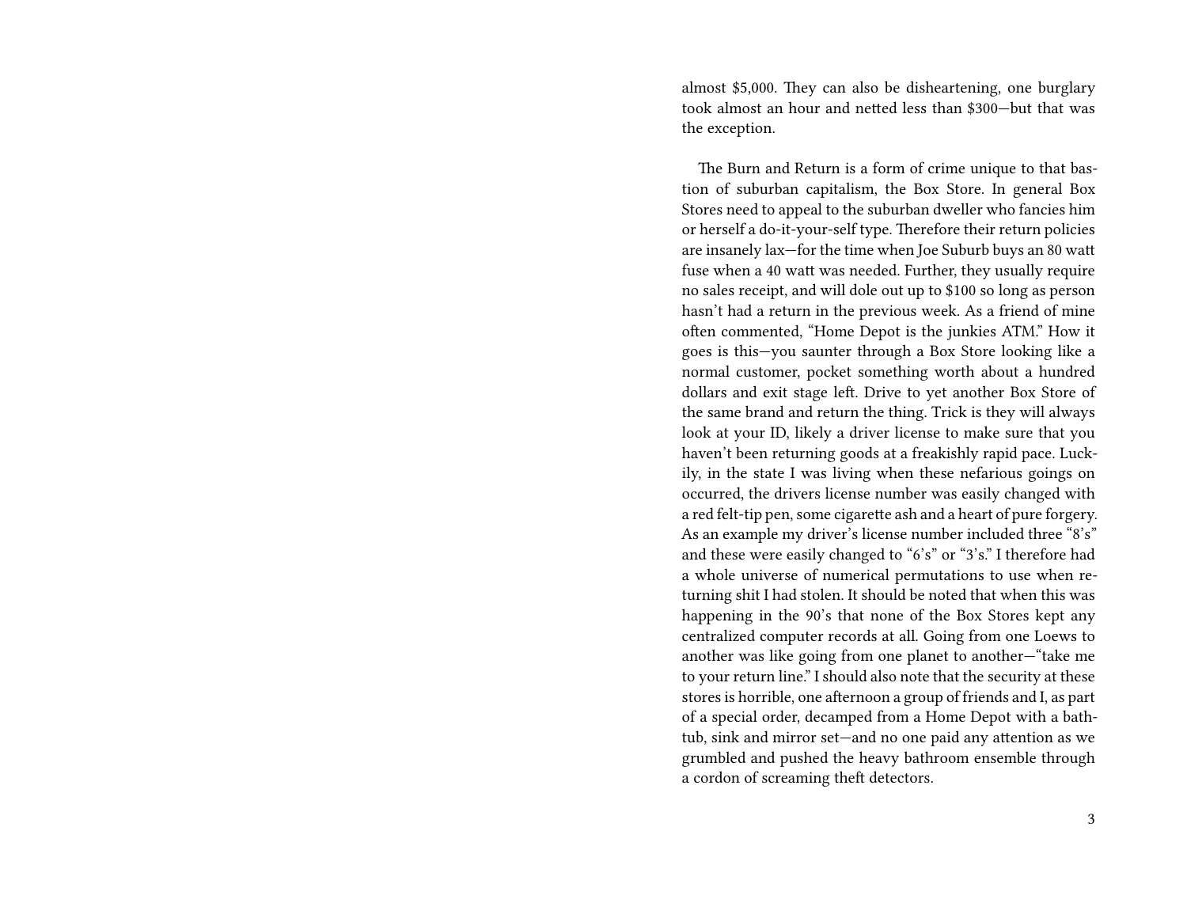almost $5,000. They can also be disheartening, one burglary took almost an hour and netted less than $300—but that was the exception.

The Burn and Return is a form of crime unique to that bastion of suburban capitalism, the Box Store. In general Box Stores need to appeal to the suburban dweller who fancies him or herself a do-it-your-self type. Therefore their return policies are insanely lax—for the time when Joe Suburb buys an 80 watt fuse when a 40 watt was needed. Further, they usually require no sales receipt, and will dole out up to $100 so long as person hasn't had a return in the previous week. As a friend of mine often commented, "Home Depot is the junkies ATM." How it goes is this—you saunter through a Box Store looking like a normal customer, pocket something worth about a hundred dollars and exit stage left. Drive to yet another Box Store of the same brand and return the thing. Trick is they will always look at your ID, likely a driver license to make sure that you haven't been returning goods at a freakishly rapid pace. Luckily, in the state I was living when these nefarious goings on occurred, the drivers license number was easily changed with a red felt-tip pen, some cigarette ash and a heart of pure forgery. As an example my driver's license number included three "8's" and these were easily changed to "6's" or "3's." I therefore had a whole universe of numerical permutations to use when returning shit I had stolen. It should be noted that when this was happening in the 90's that none of the Box Stores kept any centralized computer records at all. Going from one Loews to another was like going from one planet to another—"take me to your return line." I should also note that the security at these stores is horrible, one afternoon a group of friends and I, as part of a special order, decamped from a Home Depot with a bathtub, sink and mirror set—and no one paid any attention as we grumbled and pushed the heavy bathroom ensemble through a cordon of screaming theft detectors.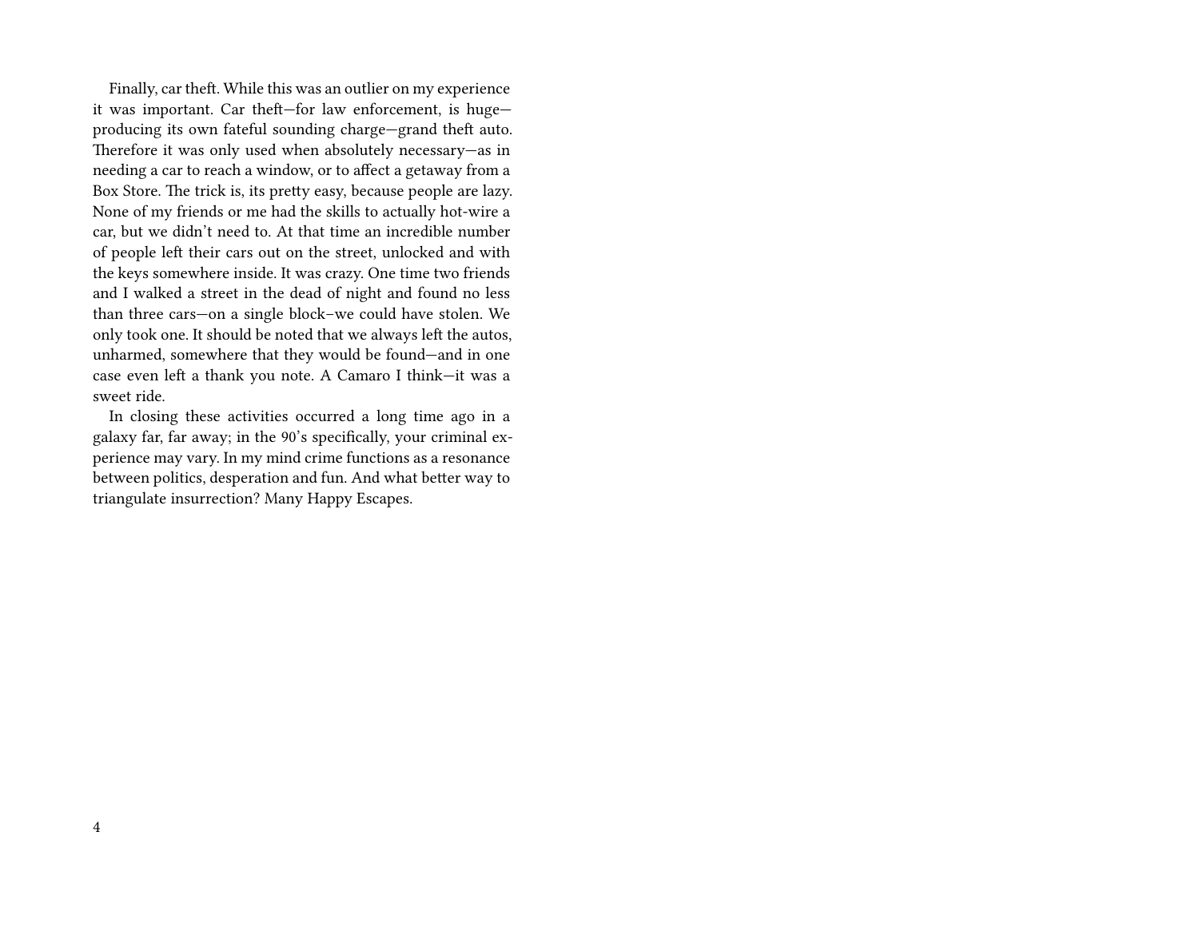Finally, car theft. While this was an outlier on my experience it was important. Car theft—for law enforcement, is huge—producing its own fateful sounding charge—grand theft auto. Therefore it was only used when absolutely necessary—as in needing a car to reach a window, or to affect a getaway from a Box Store. The trick is, its pretty easy, because people are lazy. None of my friends or me had the skills to actually hot-wire a car, but we didn't need to. At that time an incredible number of people left their cars out on the street, unlocked and with the keys somewhere inside. It was crazy. One time two friends and I walked a street in the dead of night and found no less than three cars—on a single block–we could have stolen. We only took one. It should be noted that we always left the autos, unharmed, somewhere that they would be found—and in one case even left a thank you note. A Camaro I think—it was a sweet ride.

In closing these activities occurred a long time ago in a galaxy far, far away; in the 90's specifically, your criminal experience may vary. In my mind crime functions as a resonance between politics, desperation and fun. And what better way to triangulate insurrection? Many Happy Escapes.